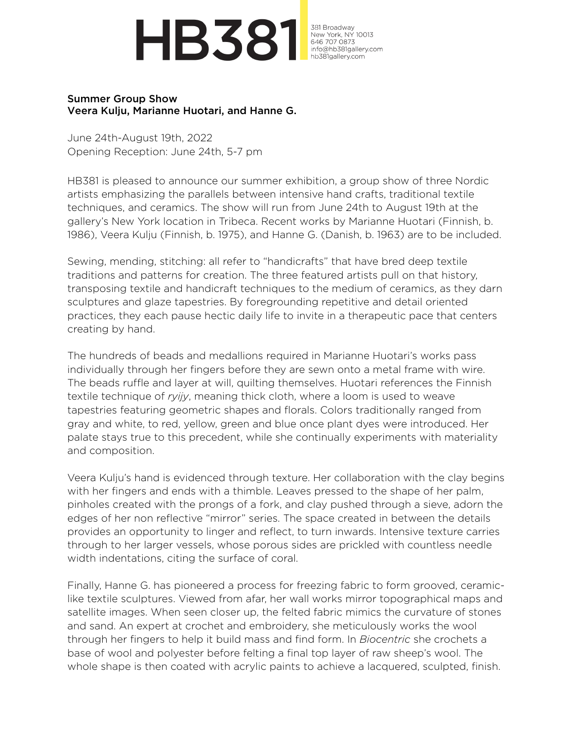# HB381

391 Broadway
New York, NY 10013
646 707 0873
info@hb381gallery.com
hb381gallery.com

**Summer Group Show**
**Veera Kulju, Marianne Huotari, and Hanne G.**

June 24th-August 19th, 2022
Opening Reception: June 24th, 5-7 pm

HB381 is pleased to announce our summer exhibition, a group show of three Nordic artists emphasizing the parallels between intensive hand crafts, traditional textile techniques, and ceramics. The show will run from June 24th to August 19th at the gallery's New York location in Tribeca. Recent works by Marianne Huotari (Finnish, b. 1986), Veera Kulju (Finnish, b. 1975), and Hanne G. (Danish, b. 1963) are to be included.

Sewing, mending, stitching: all refer to "handicrafts" that have bred deep textile traditions and patterns for creation. The three featured artists pull on that history, transposing textile and handicraft techniques to the medium of ceramics, as they darn sculptures and glaze tapestries. By foregrounding repetitive and detail oriented practices, they each pause hectic daily life to invite in a therapeutic pace that centers creating by hand.

The hundreds of beads and medallions required in Marianne Huotari's works pass individually through her fingers before they are sewn onto a metal frame with wire. The beads ruffle and layer at will, quilting themselves. Huotari references the Finnish textile technique of *ryijy*, meaning thick cloth, where a loom is used to weave tapestries featuring geometric shapes and florals. Colors traditionally ranged from gray and white, to red, yellow, green and blue once plant dyes were introduced. Her palate stays true to this precedent, while she continually experiments with materiality and composition.

Veera Kulju's hand is evidenced through texture. Her collaboration with the clay begins with her fingers and ends with a thimble. Leaves pressed to the shape of her palm, pinholes created with the prongs of a fork, and clay pushed through a sieve, adorn the edges of her non reflective "mirror" series. The space created in between the details provides an opportunity to linger and reflect, to turn inwards. Intensive texture carries through to her larger vessels, whose porous sides are prickled with countless needle width indentations, citing the surface of coral.

Finally, Hanne G. has pioneered a process for freezing fabric to form grooved, ceramic-like textile sculptures. Viewed from afar, her wall works mirror topographical maps and satellite images. When seen closer up, the felted fabric mimics the curvature of stones and sand. An expert at crochet and embroidery, she meticulously works the wool through her fingers to help it build mass and find form. In *Biocentric* she crochets a base of wool and polyester before felting a final top layer of raw sheep's wool. The whole shape is then coated with acrylic paints to achieve a lacquered, sculpted, finish.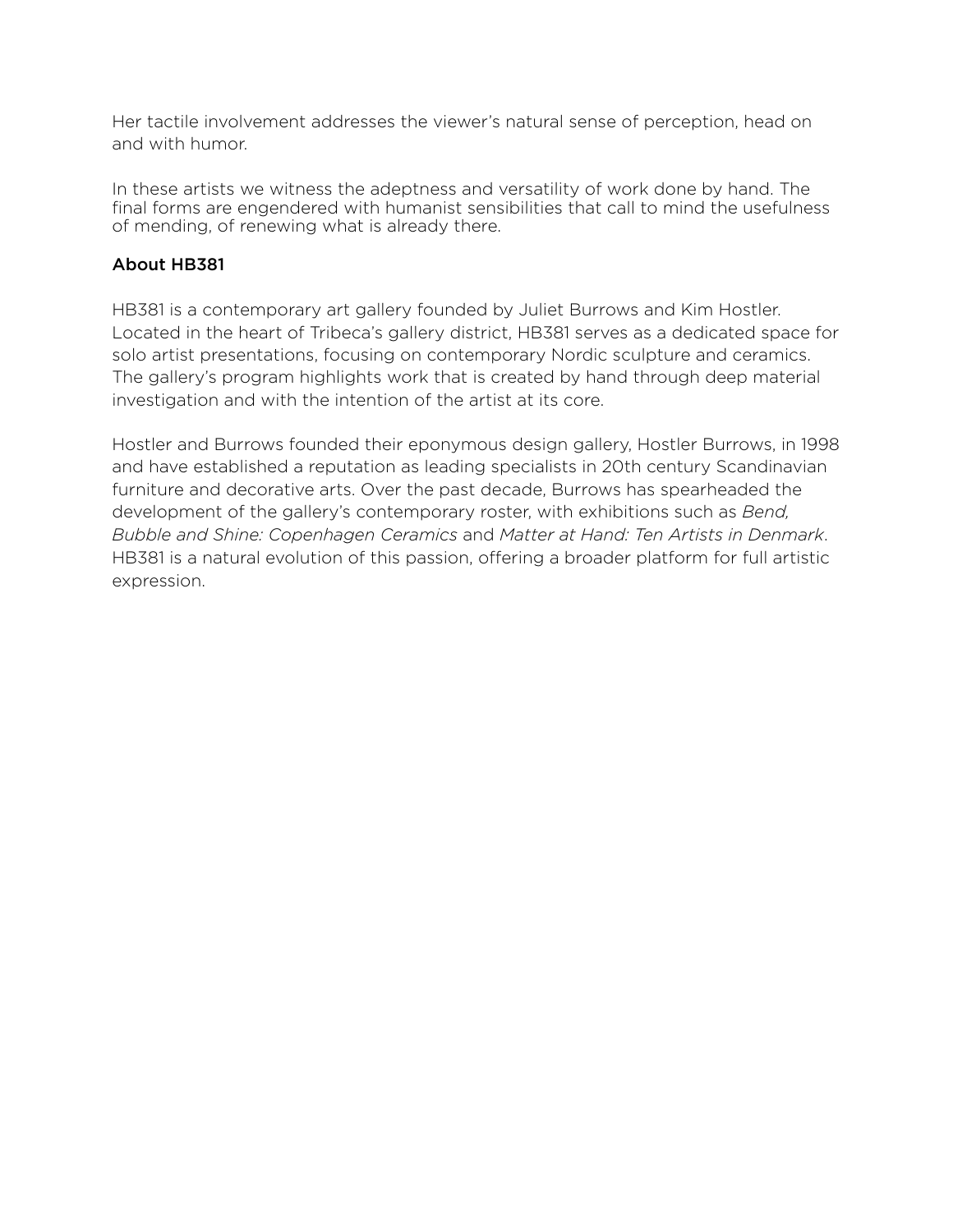Her tactile involvement addresses the viewer's natural sense of perception, head on and with humor.

In these artists we witness the adeptness and versatility of work done by hand. The final forms are engendered with humanist sensibilities that call to mind the usefulness of mending, of renewing what is already there.

## About HB381

HB381 is a contemporary art gallery founded by Juliet Burrows and Kim Hostler. Located in the heart of Tribeca's gallery district, HB381 serves as a dedicated space for solo artist presentations, focusing on contemporary Nordic sculpture and ceramics. The gallery's program highlights work that is created by hand through deep material investigation and with the intention of the artist at its core.

Hostler and Burrows founded their eponymous design gallery, Hostler Burrows, in 1998 and have established a reputation as leading specialists in 20th century Scandinavian furniture and decorative arts. Over the past decade, Burrows has spearheaded the development of the gallery's contemporary roster, with exhibitions such as *Bend, Bubble and Shine: Copenhagen Ceramics* and *Matter at Hand: Ten Artists in Denmark*. HB381 is a natural evolution of this passion, offering a broader platform for full artistic expression.